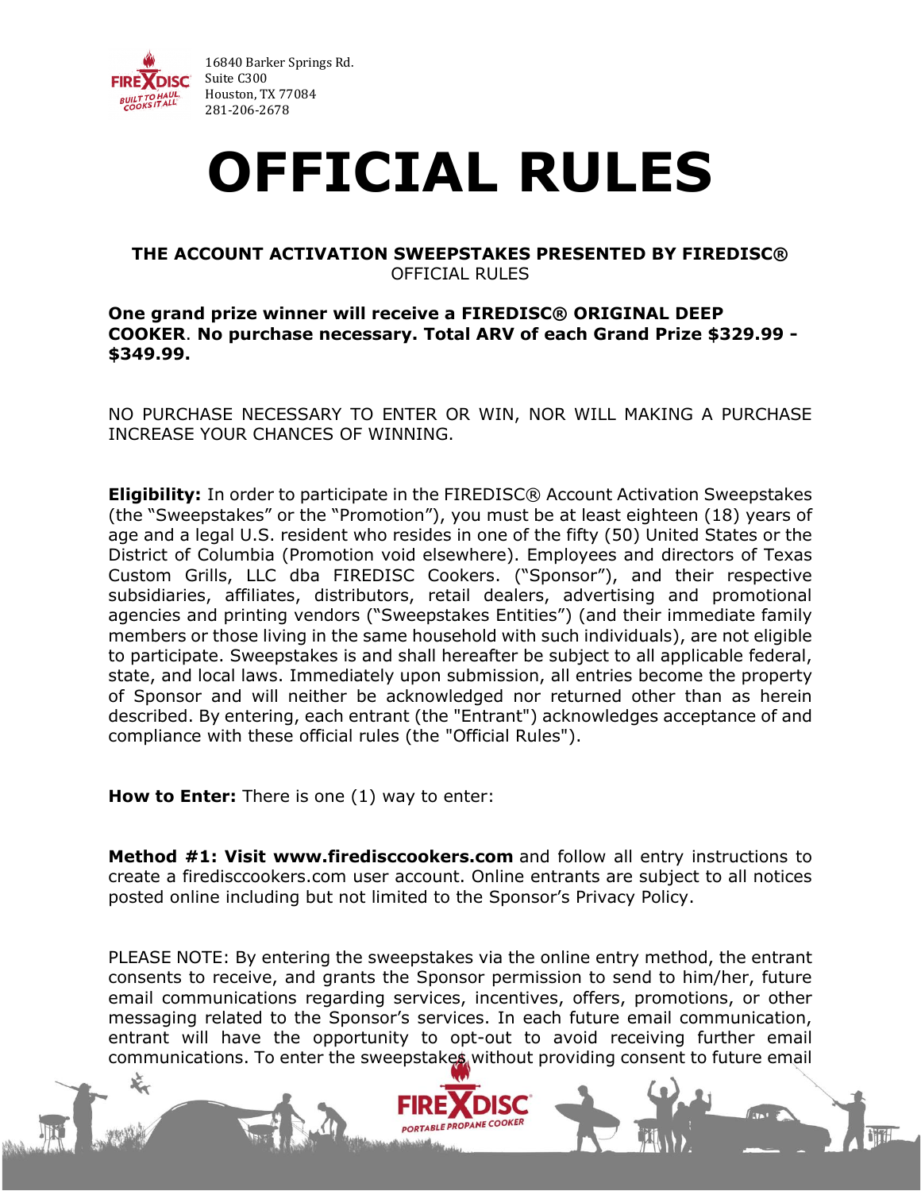16840 Barker Springs Rd.
Suite C300
Houston, TX 77084
281-206-2678

# OFFICIAL RULES

**THE ACCOUNT ACTIVATION SWEEPSTAKES PRESENTED BY FIREDISC®**
OFFICIAL RULES

**One grand prize winner will receive a FIREDISC® ORIGINAL DEEP COOKER. No purchase necessary. Total ARV of each Grand Prize $329.99 - $349.99.**

NO PURCHASE NECESSARY TO ENTER OR WIN, NOR WILL MAKING A PURCHASE INCREASE YOUR CHANCES OF WINNING.

**Eligibility:** In order to participate in the FIREDISC® Account Activation Sweepstakes (the "Sweepstakes" or the "Promotion"), you must be at least eighteen (18) years of age and a legal U.S. resident who resides in one of the fifty (50) United States or the District of Columbia (Promotion void elsewhere). Employees and directors of Texas Custom Grills, LLC dba FIREDISC Cookers. ("Sponsor"), and their respective subsidiaries, affiliates, distributors, retail dealers, advertising and promotional agencies and printing vendors ("Sweepstakes Entities") (and their immediate family members or those living in the same household with such individuals), are not eligible to participate. Sweepstakes is and shall hereafter be subject to all applicable federal, state, and local laws. Immediately upon submission, all entries become the property of Sponsor and will neither be acknowledged nor returned other than as herein described. By entering, each entrant (the "Entrant") acknowledges acceptance of and compliance with these official rules (the "Official Rules").

**How to Enter:** There is one (1) way to enter:

**Method #1: Visit www.firedisccookers.com** and follow all entry instructions to create a firedisccookers.com user account. Online entrants are subject to all notices posted online including but not limited to the Sponsor's Privacy Policy.

PLEASE NOTE: By entering the sweepstakes via the online entry method, the entrant consents to receive, and grants the Sponsor permission to send to him/her, future email communications regarding services, incentives, offers, promotions, or other messaging related to the Sponsor's services. In each future email communication, entrant will have the opportunity to opt-out to avoid receiving further email communications. To enter the sweepstakes without providing consent to future email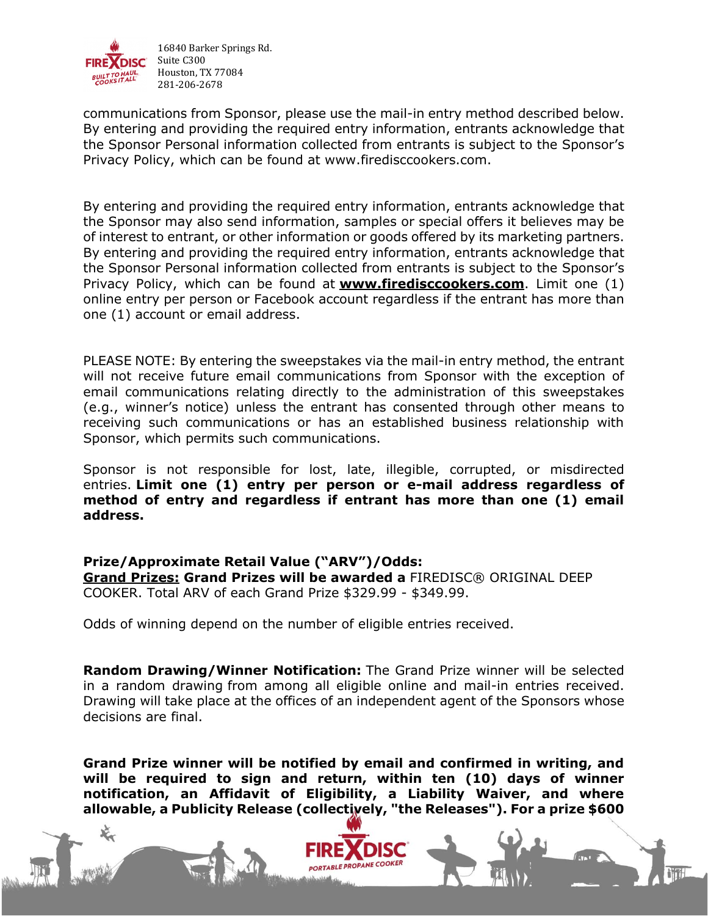communications from Sponsor, please use the mail-in entry method described below. By entering and providing the required entry information, entrants acknowledge that the Sponsor Personal information collected from entrants is subject to the Sponsor's Privacy Policy, which can be found at www.firedisccookers.com.

By entering and providing the required entry information, entrants acknowledge that the Sponsor may also send information, samples or special offers it believes may be of interest to entrant, or other information or goods offered by its marketing partners. By entering and providing the required entry information, entrants acknowledge that the Sponsor Personal information collected from entrants is subject to the Sponsor's Privacy Policy, which can be found at **www.firedisccookers.com**. Limit one (1) online entry per person or Facebook account regardless if the entrant has more than one (1) account or email address.

PLEASE NOTE: By entering the sweepstakes via the mail-in entry method, the entrant will not receive future email communications from Sponsor with the exception of email communications relating directly to the administration of this sweepstakes (e.g., winner's notice) unless the entrant has consented through other means to receiving such communications or has an established business relationship with Sponsor, which permits such communications.

Sponsor is not responsible for lost, late, illegible, corrupted, or misdirected entries. **Limit one (1) entry per person or e-mail address regardless of method of entry and regardless if entrant has more than one (1) email address.**

**Prize/Approximate Retail Value ("ARV")/Odds:**
**Grand Prizes: Grand Prizes will be awarded a** FIREDISC® ORIGINAL DEEP COOKER. Total ARV of each Grand Prize $329.99 - $349.99.

Odds of winning depend on the number of eligible entries received.

**Random Drawing/Winner Notification:** The Grand Prize winner will be selected in a random drawing from among all eligible online and mail-in entries received. Drawing will take place at the offices of an independent agent of the Sponsors whose decisions are final.

**Grand Prize winner will be notified by email and confirmed in writing, and will be required to sign and return, within ten (10) days of winner notification, an Affidavit of Eligibility, a Liability Waiver, and where allowable, a Publicity Release (collectively, "the Releases"). For a prize $600**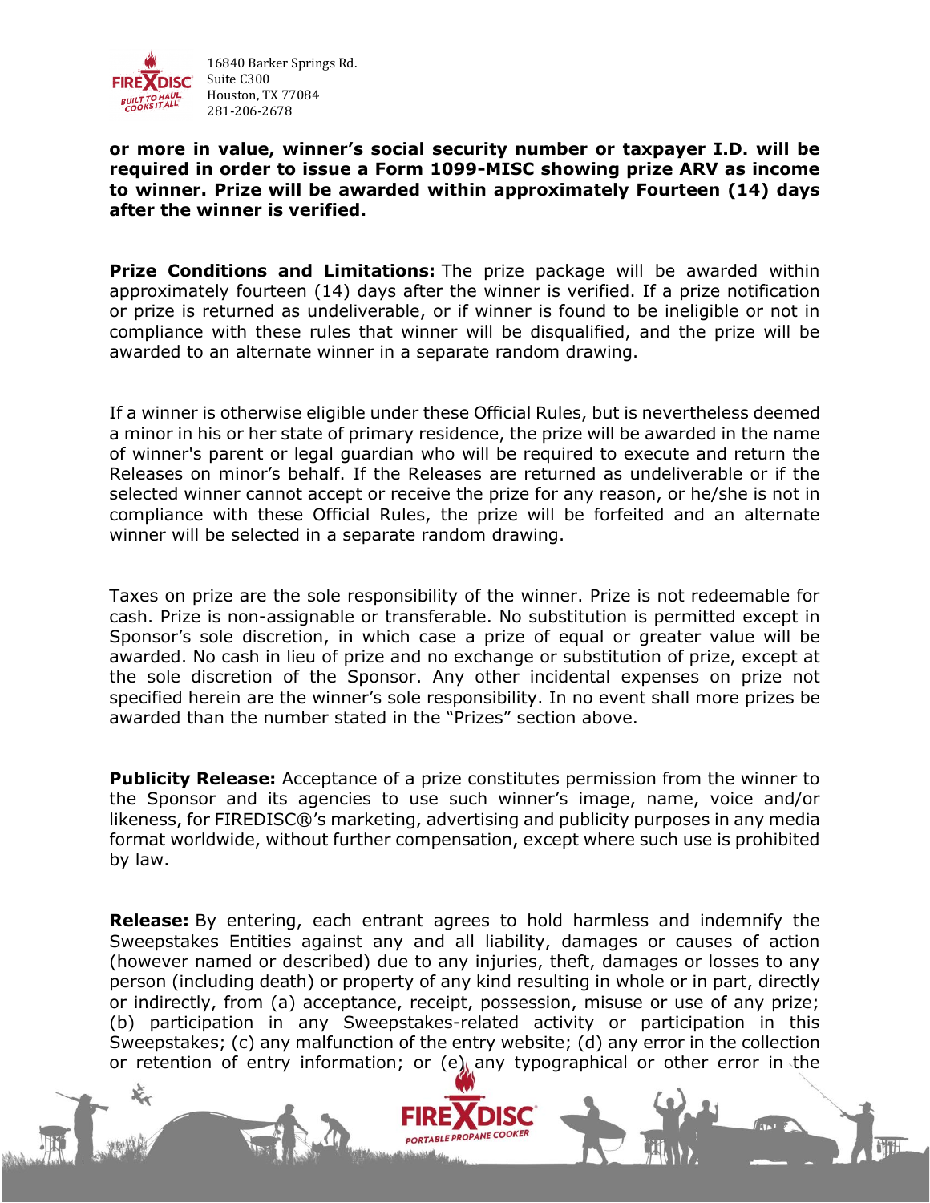**or more in value, winner's social security number or taxpayer I.D. will be required in order to issue a Form 1099-MISC showing prize ARV as income to winner. Prize will be awarded within approximately Fourteen (14) days after the winner is verified.**

**Prize Conditions and Limitations:** The prize package will be awarded within approximately fourteen (14) days after the winner is verified. If a prize notification or prize is returned as undeliverable, or if winner is found to be ineligible or not in compliance with these rules that winner will be disqualified, and the prize will be awarded to an alternate winner in a separate random drawing.

If a winner is otherwise eligible under these Official Rules, but is nevertheless deemed a minor in his or her state of primary residence, the prize will be awarded in the name of winner's parent or legal guardian who will be required to execute and return the Releases on minor's behalf. If the Releases are returned as undeliverable or if the selected winner cannot accept or receive the prize for any reason, or he/she is not in compliance with these Official Rules, the prize will be forfeited and an alternate winner will be selected in a separate random drawing.

Taxes on prize are the sole responsibility of the winner. Prize is not redeemable for cash. Prize is non-assignable or transferable. No substitution is permitted except in Sponsor's sole discretion, in which case a prize of equal or greater value will be awarded. No cash in lieu of prize and no exchange or substitution of prize, except at the sole discretion of the Sponsor. Any other incidental expenses on prize not specified herein are the winner's sole responsibility. In no event shall more prizes be awarded than the number stated in the "Prizes" section above.

**Publicity Release:** Acceptance of a prize constitutes permission from the winner to the Sponsor and its agencies to use such winner's image, name, voice and/or likeness, for FIREDISC®'s marketing, advertising and publicity purposes in any media format worldwide, without further compensation, except where such use is prohibited by law.

**Release:** By entering, each entrant agrees to hold harmless and indemnify the Sweepstakes Entities against any and all liability, damages or causes of action (however named or described) due to any injuries, theft, damages or losses to any person (including death) or property of any kind resulting in whole or in part, directly or indirectly, from (a) acceptance, receipt, possession, misuse or use of any prize; (b) participation in any Sweepstakes-related activity or participation in this Sweepstakes; (c) any malfunction of the entry website; (d) any error in the collection or retention of entry information; or (e) any typographical or other error in the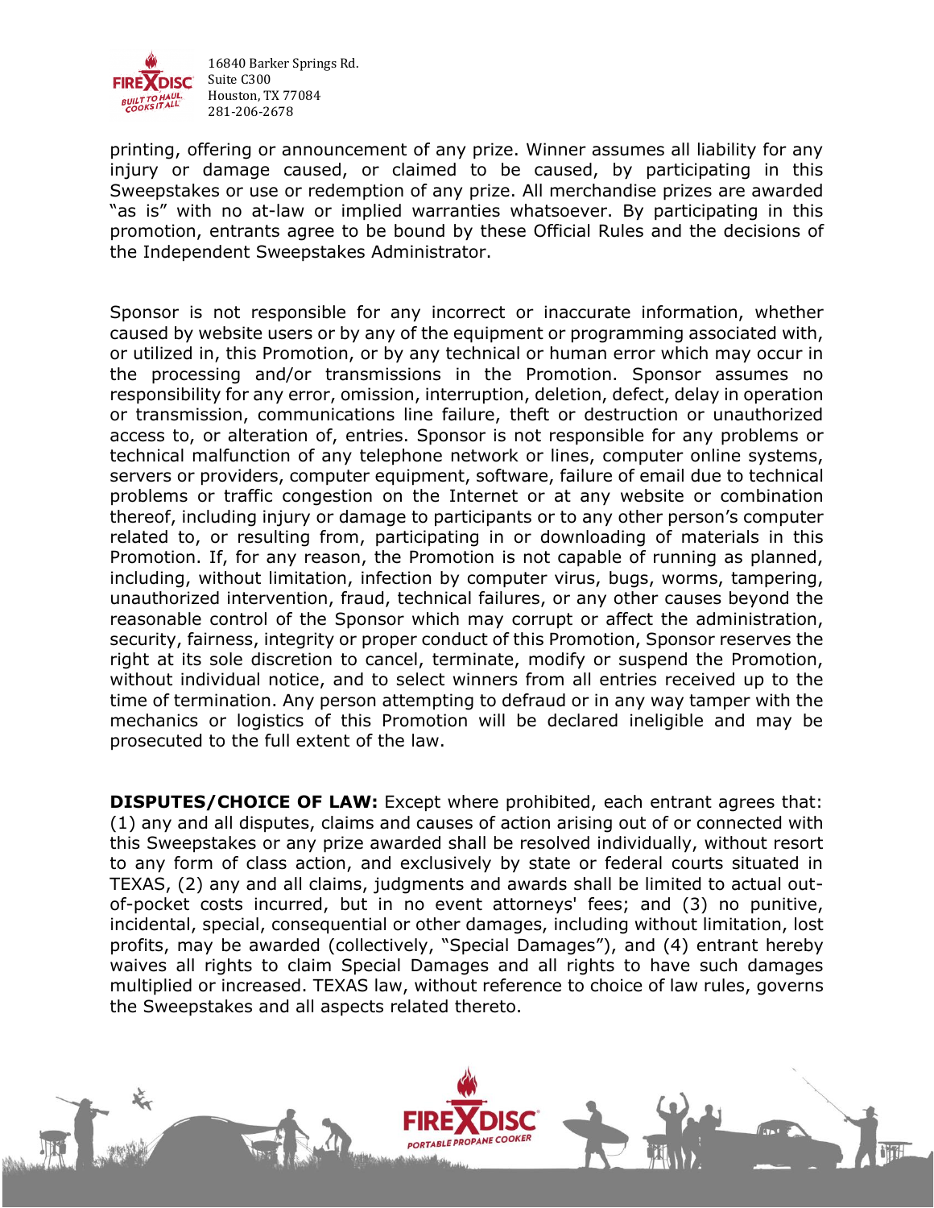printing, offering or announcement of any prize. Winner assumes all liability for any injury or damage caused, or claimed to be caused, by participating in this Sweepstakes or use or redemption of any prize. All merchandise prizes are awarded "as is" with no at-law or implied warranties whatsoever. By participating in this promotion, entrants agree to be bound by these Official Rules and the decisions of the Independent Sweepstakes Administrator.

Sponsor is not responsible for any incorrect or inaccurate information, whether caused by website users or by any of the equipment or programming associated with, or utilized in, this Promotion, or by any technical or human error which may occur in the processing and/or transmissions in the Promotion. Sponsor assumes no responsibility for any error, omission, interruption, deletion, defect, delay in operation or transmission, communications line failure, theft or destruction or unauthorized access to, or alteration of, entries. Sponsor is not responsible for any problems or technical malfunction of any telephone network or lines, computer online systems, servers or providers, computer equipment, software, failure of email due to technical problems or traffic congestion on the Internet or at any website or combination thereof, including injury or damage to participants or to any other person's computer related to, or resulting from, participating in or downloading of materials in this Promotion. If, for any reason, the Promotion is not capable of running as planned, including, without limitation, infection by computer virus, bugs, worms, tampering, unauthorized intervention, fraud, technical failures, or any other causes beyond the reasonable control of the Sponsor which may corrupt or affect the administration, security, fairness, integrity or proper conduct of this Promotion, Sponsor reserves the right at its sole discretion to cancel, terminate, modify or suspend the Promotion, without individual notice, and to select winners from all entries received up to the time of termination. Any person attempting to defraud or in any way tamper with the mechanics or logistics of this Promotion will be declared ineligible and may be prosecuted to the full extent of the law.

**DISPUTES/CHOICE OF LAW:** Except where prohibited, each entrant agrees that: (1) any and all disputes, claims and causes of action arising out of or connected with this Sweepstakes or any prize awarded shall be resolved individually, without resort to any form of class action, and exclusively by state or federal courts situated in TEXAS, (2) any and all claims, judgments and awards shall be limited to actual out-of-pocket costs incurred, but in no event attorneys' fees; and (3) no punitive, incidental, special, consequential or other damages, including without limitation, lost profits, may be awarded (collectively, "Special Damages"), and (4) entrant hereby waives all rights to claim Special Damages and all rights to have such damages multiplied or increased. TEXAS law, without reference to choice of law rules, governs the Sweepstakes and all aspects related thereto.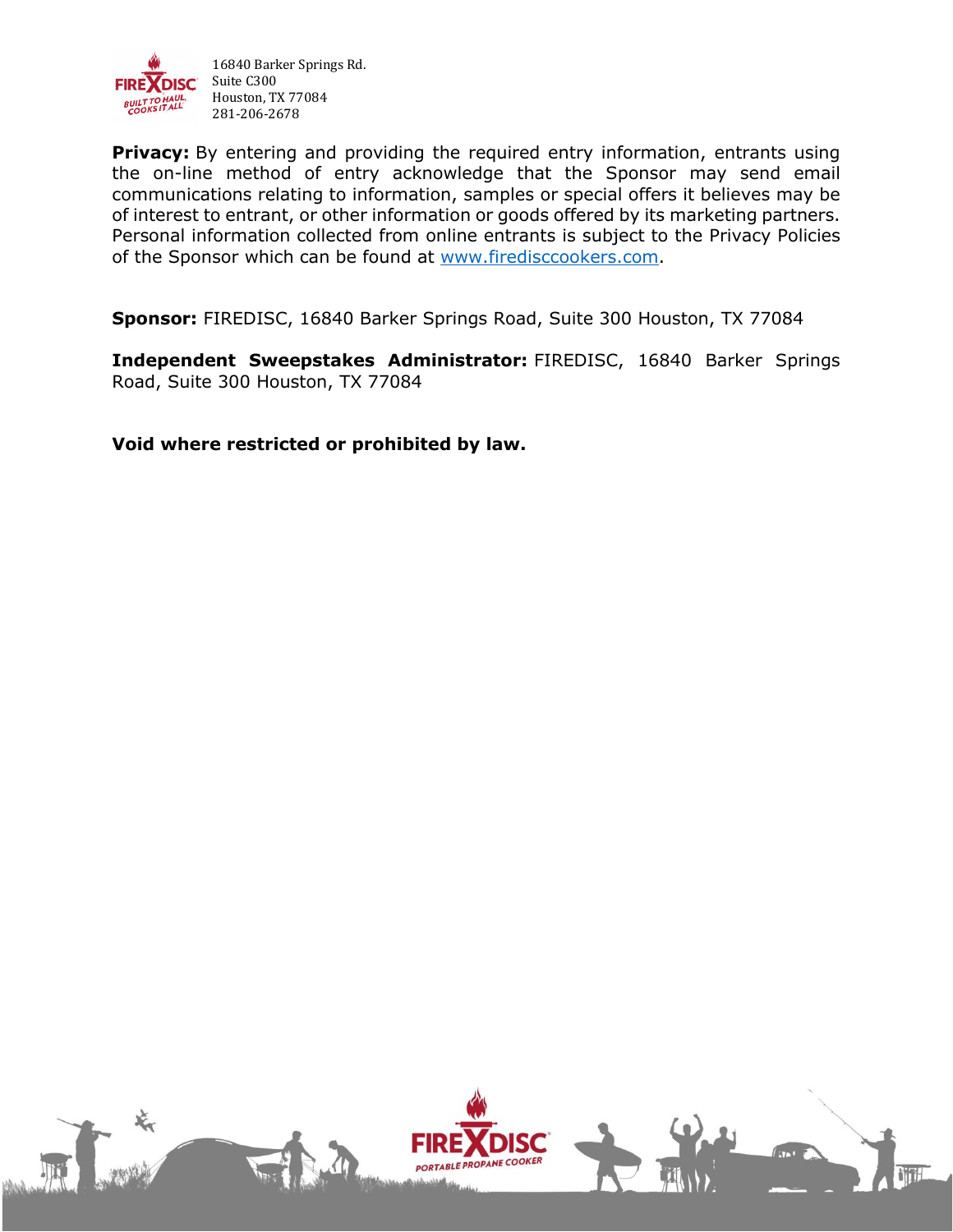16840 Barker Springs Rd.
Suite C300
Houston, TX 77084
281-206-2678

**Privacy:** By entering and providing the required entry information, entrants using the on-line method of entry acknowledge that the Sponsor may send email communications relating to information, samples or special offers it believes may be of interest to entrant, or other information or goods offered by its marketing partners. Personal information collected from online entrants is subject to the Privacy Policies of the Sponsor which can be found at www.firediscookers.com.

**Sponsor:** FIREDISC, 16840 Barker Springs Road, Suite 300 Houston, TX 77084

**Independent Sweepstakes Administrator:** FIREDISC, 16840 Barker Springs Road, Suite 300 Houston, TX 77084

**Void where restricted or prohibited by law.**